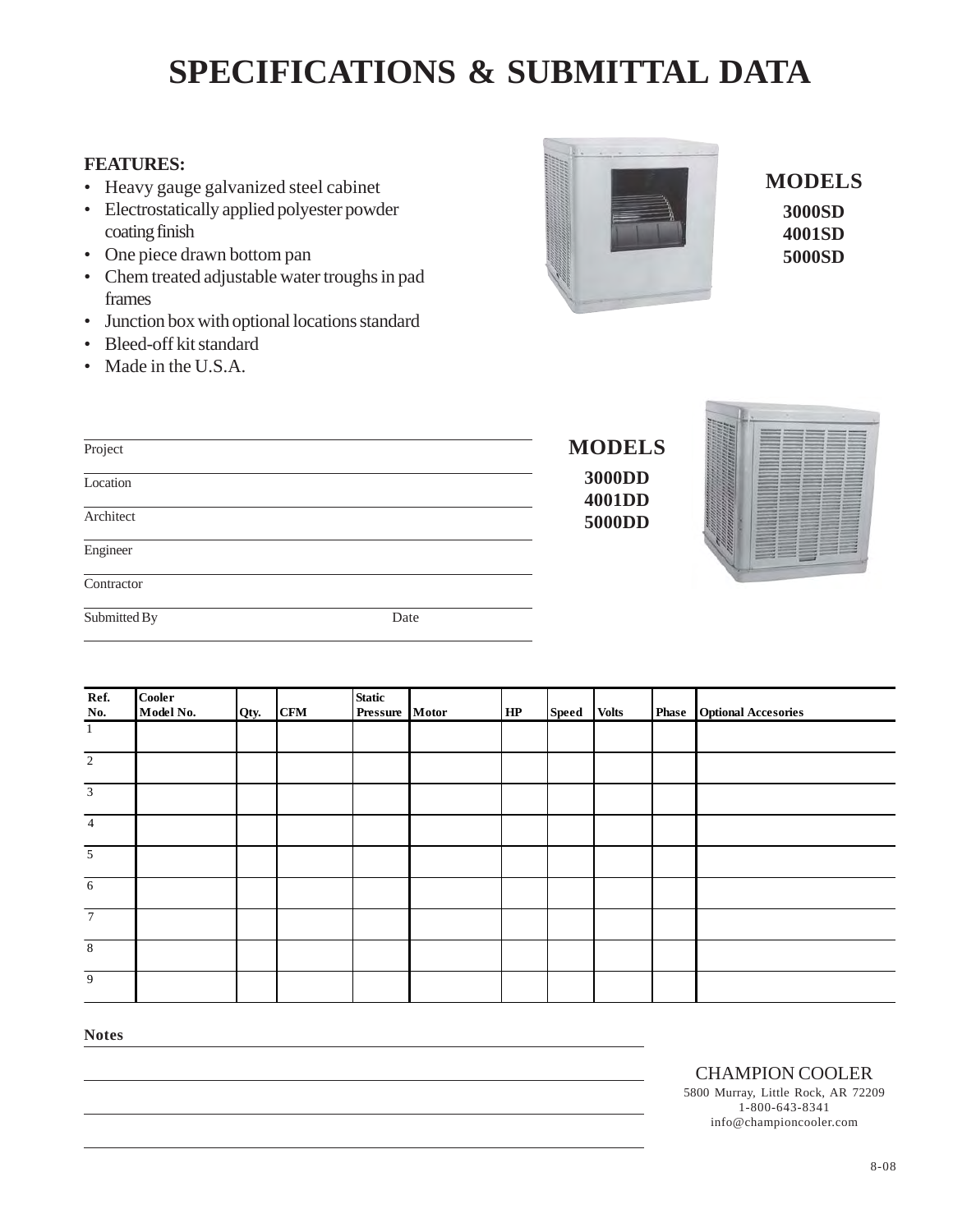# SPECIFICATIONS & SUBMITTAL DATA

**FEATURES:**

- Heavy gauge galvanized steel cabinet
- Electrostatically applied polyester powder coating finish
- One piece drawn bottom pan
- Chem treated adjustable water troughs in pad frames
- Junction box with optional locations standard
- Bleed-off kit standard
- Made in the U.S.A.

**MODELS**

**3000SD**
**4001SD**
**5000SD**

Project

Location

Architect

Engineer

Contractor

Submitted By Date

**MODELS**

**3000DD**
**4001DD**
**5000DD**

| Ref. No. | Cooler Model No. | Qty. | CFM | Static Pressure | Motor | HP | Speed | Volts | Phase | Optional Accesories |
|---|---|---|---|---|---|---|---|---|---|---|
| 1 | | | | | | | | | | |
| 2 | | | | | | | | | | |
| 3 | | | | | | | | | | |
| 4 | | | | | | | | | | |
| 5 | | | | | | | | | | |
| 6 | | | | | | | | | | |
| 7 | | | | | | | | | | |
| 8 | | | | | | | | | | |
| 9 | | | | | | | | | | |

**Notes**

CHAMPION COOLER
5800 Murray, Little Rock, AR 72209
1-800-643-8341
info@championcooler.com

8-08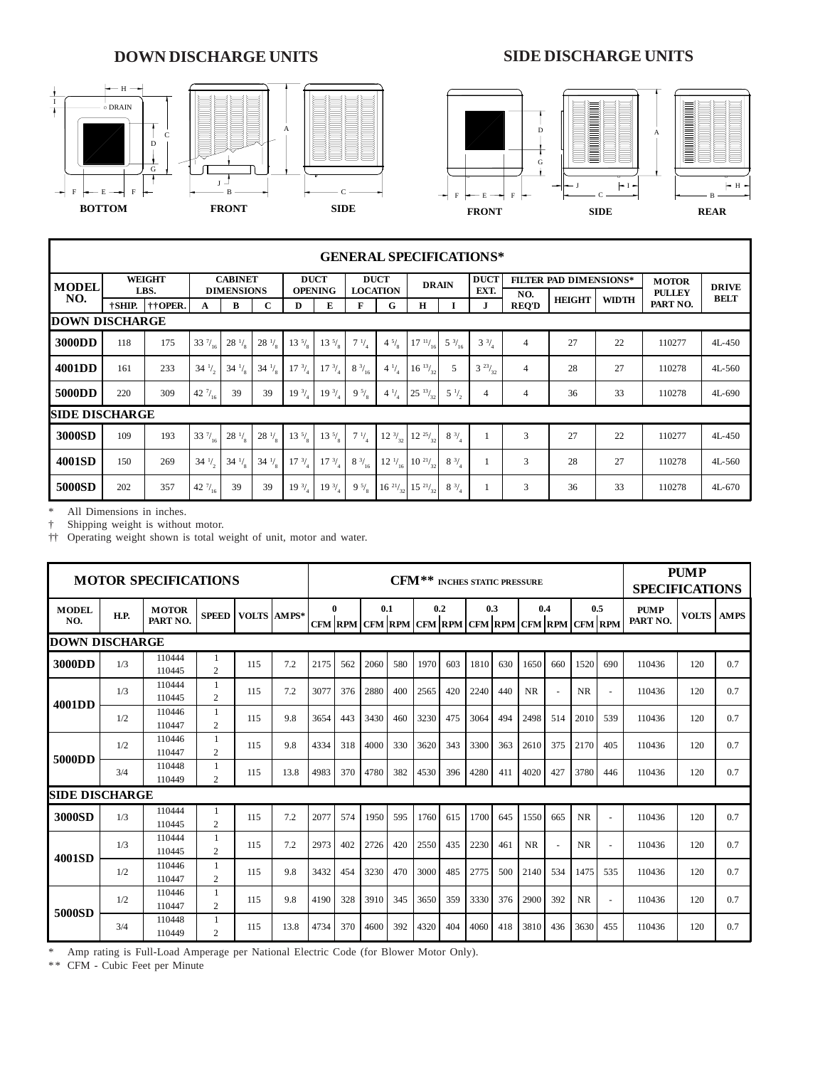## DOWN DISCHARGE UNITS

H
I
DRAIN
C
D
G
F E F
**BOTTOM**

A
J
B
**FRONT**

C
**SIDE**

## SIDE DISCHARGE UNITS

D
G
F E F
**FRONT**

A
J I
C
**SIDE**

H
B
**REAR**

| GENERAL SPECIFICATIONS* | | | | | | | | | | | | | | | | | |
|---|---|---|---|---|---|---|---|---|---|---|---|---|---|---|---|---|---|
| MODEL NO. | WEIGHT LBS. | | CABINET DIMENSIONS | | | DUCT OPENING | | DUCT LOCATION | | DRAIN | | DUCT EXT. | FILTER PAD DIMENSIONS* | | | MOTOR PULLEY PART NO. | DRIVE BELT |
| | †SHIP. | ††OPER. | A | B | C | D | E | F | G | H | I | J | NO. REQ'D | HEIGHT | WIDTH | | |
| **DOWN DISCHARGE** | | | | | | | | | | | | | | | | | |
| **3000DD** | 118 | 175 | 33 7/16 | 28 1/8 | 28 1/8 | 13 5/8 | 13 5/8 | 7 1/4 | 4 5/8 | 17 11/16 | 5 3/16 | 3 3/4 | 4 | 27 | 22 | 110277 | 4L-450 |
| **4001DD** | 161 | 233 | 34 1/2 | 34 1/8 | 34 1/8 | 17 3/4 | 17 3/4 | 8 3/16 | 4 1/4 | 16 13/32 | 5 | 3 23/32 | 4 | 28 | 27 | 110278 | 4L-560 |
| **5000DD** | 220 | 309 | 42 7/16 | 39 | 39 | 19 3/4 | 19 3/4 | 9 5/8 | 4 1/4 | 25 13/32 | 5 1/2 | 4 | 4 | 36 | 33 | 110278 | 4L-690 |
| **SIDE DISCHARGE** | | | | | | | | | | | | | | | | | |
| **3000SD** | 109 | 193 | 33 7/16 | 28 1/8 | 28 1/8 | 13 5/8 | 13 5/8 | 7 1/4 | 12 3/32 | 12 25/32 | 8 3/4 | 1 | 3 | 27 | 22 | 110277 | 4L-450 |
| **4001SD** | 150 | 269 | 34 1/2 | 34 1/8 | 34 1/8 | 17 3/4 | 17 3/4 | 8 3/16 | 12 1/16 | 10 21/32 | 8 3/4 | 1 | 3 | 28 | 27 | 110278 | 4L-560 |
| **5000SD** | 202 | 357 | 42 7/16 | 39 | 39 | 19 3/4 | 19 3/4 | 9 5/8 | 16 21/32 | 15 21/32 | 8 3/4 | 1 | 3 | 36 | 33 | 110278 | 4L-670 |

\* All Dimensions in inches.
† Shipping weight is without motor.
†† Operating weight shown is total weight of unit, motor and water.

| MOTOR SPECIFICATIONS | | | | | | CFM** INCHES STATIC PRESSURE | | | | | | | | | | | | PUMP SPECIFICATIONS | | |
|---|---|---|---|---|---|---|---|---|---|---|---|---|---|---|---|---|---|---|---|---|
| MODEL NO. | H.P. | MOTOR PART NO. | SPEED | VOLTS | AMPS* | 0 | | 0.1 | | 0.2 | | 0.3 | | 0.4 | | 0.5 | | PUMP PART NO. | VOLTS | AMPS |
| | | | | | | CFM | RPM | CFM | RPM | CFM | RPM | CFM | RPM | CFM | RPM | CFM | RPM | | | |
| **DOWN DISCHARGE** | | | | | | | | | | | | | | | | | | | | |
| **3000DD** | 1/3 | 110444<br>110445 | 1<br>2 | 115 | 7.2 | 2175 | 562 | 2060 | 580 | 1970 | 603 | 1810 | 630 | 1650 | 660 | 1520 | 690 | 110436 | 120 | 0.7 |
| **4001DD** | 1/3 | 110444<br>110445 | 1<br>2 | 115 | 7.2 | 3077 | 376 | 2880 | 400 | 2565 | 420 | 2240 | 440 | NR | - | NR | - | 110436 | 120 | 0.7 |
| | 1/2 | 110446<br>110447 | 1<br>2 | 115 | 9.8 | 3654 | 443 | 3430 | 460 | 3230 | 475 | 3064 | 494 | 2498 | 514 | 2010 | 539 | 110436 | 120 | 0.7 |
| **5000DD** | 1/2 | 110446<br>110447 | 1<br>2 | 115 | 9.8 | 4334 | 318 | 4000 | 330 | 3620 | 343 | 3300 | 363 | 2610 | 375 | 2170 | 405 | 110436 | 120 | 0.7 |
| | 3/4 | 110448<br>110449 | 1<br>2 | 115 | 13.8 | 4983 | 370 | 4780 | 382 | 4530 | 396 | 4280 | 411 | 4020 | 427 | 3780 | 446 | 110436 | 120 | 0.7 |
| **SIDE DISCHARGE** | | | | | | | | | | | | | | | | | | | | |
| **3000SD** | 1/3 | 110444<br>110445 | 1<br>2 | 115 | 7.2 | 2077 | 574 | 1950 | 595 | 1760 | 615 | 1700 | 645 | 1550 | 665 | NR | - | 110436 | 120 | 0.7 |
| **4001SD** | 1/3 | 110444<br>110445 | 1<br>2 | 115 | 7.2 | 2973 | 402 | 2726 | 420 | 2550 | 435 | 2230 | 461 | NR | - | NR | - | 110436 | 120 | 0.7 |
| | 1/2 | 110446<br>110447 | 1<br>2 | 115 | 9.8 | 3432 | 454 | 3230 | 470 | 3000 | 485 | 2775 | 500 | 2140 | 534 | 1475 | 535 | 110436 | 120 | 0.7 |
| **5000SD** | 1/2 | 110446<br>110447 | 1<br>2 | 115 | 9.8 | 4190 | 328 | 3910 | 345 | 3650 | 359 | 3330 | 376 | 2900 | 392 | NR | - | 110436 | 120 | 0.7 |
| | 3/4 | 110448<br>110449 | 1<br>2 | 115 | 13.8 | 4734 | 370 | 4600 | 392 | 4320 | 404 | 4060 | 418 | 3810 | 436 | 3630 | 455 | 110436 | 120 | 0.7 |

\* Amp rating is Full-Load Amperage per National Electric Code (for Blower Motor Only).
\*\* CFM - Cubic Feet per Minute